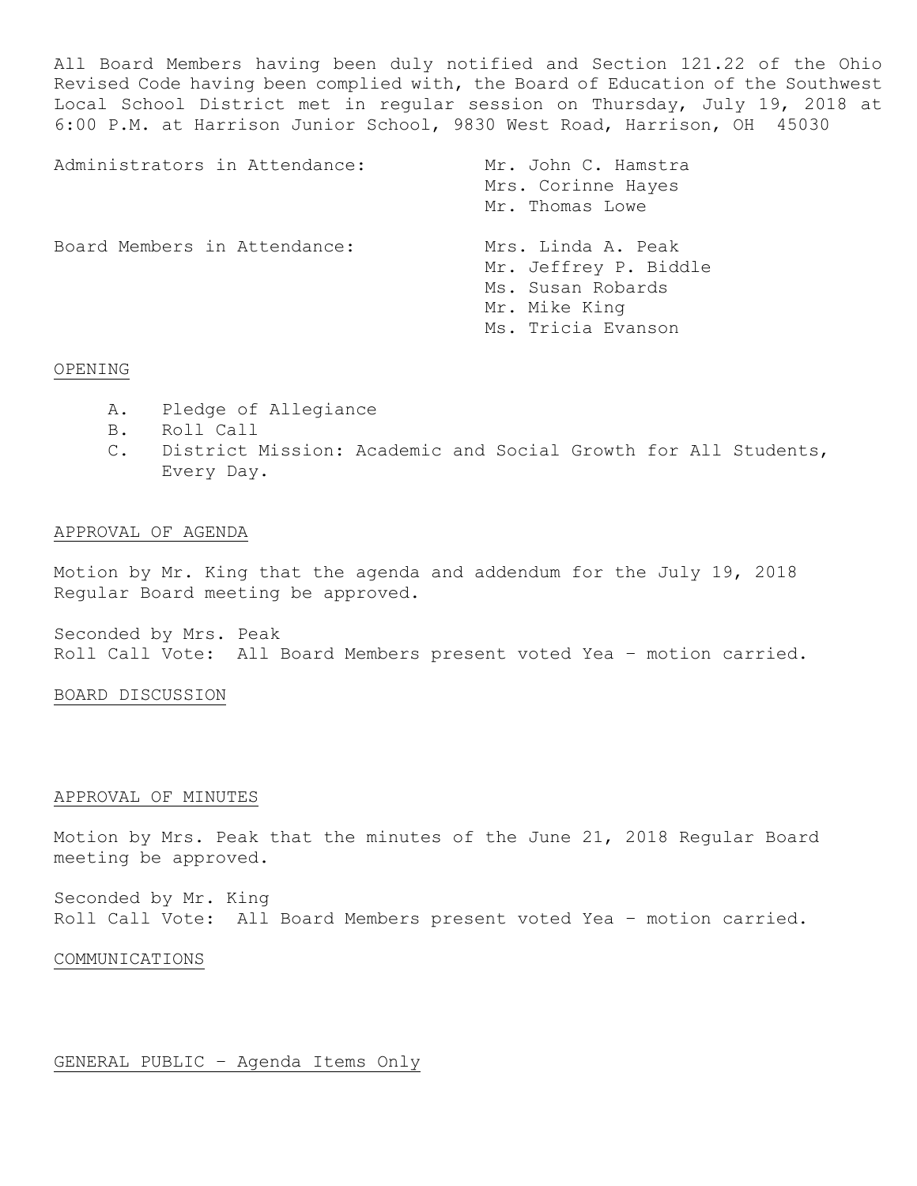All Board Members having been duly notified and Section 121.22 of the Ohio Revised Code having been complied with, the Board of Education of the Southwest Local School District met in regular session on Thursday, July 19, 2018 at 6:00 P.M. at Harrison Junior School, 9830 West Road, Harrison, OH 45030

Administrators in Attendance:
Mr. John C. Hamstra
Mrs. Corinne Hayes
Mr. Thomas Lowe

Board Members in Attendance:
Mrs. Linda A. Peak
Mr. Jeffrey P. Biddle
Ms. Susan Robards
Mr. Mike King
Ms. Tricia Evanson

## OPENING

A. Pledge of Allegiance
B. Roll Call
C. District Mission: Academic and Social Growth for All Students, Every Day.

## APPROVAL OF AGENDA

Motion by Mr. King that the agenda and addendum for the July 19, 2018 Regular Board meeting be approved.

Seconded by Mrs. Peak
Roll Call Vote: All Board Members present voted Yea – motion carried.

## BOARD DISCUSSION

## APPROVAL OF MINUTES

Motion by Mrs. Peak that the minutes of the June 21, 2018 Regular Board meeting be approved.

Seconded by Mr. King
Roll Call Vote: All Board Members present voted Yea – motion carried.

## COMMUNICATIONS

## GENERAL PUBLIC – Agenda Items Only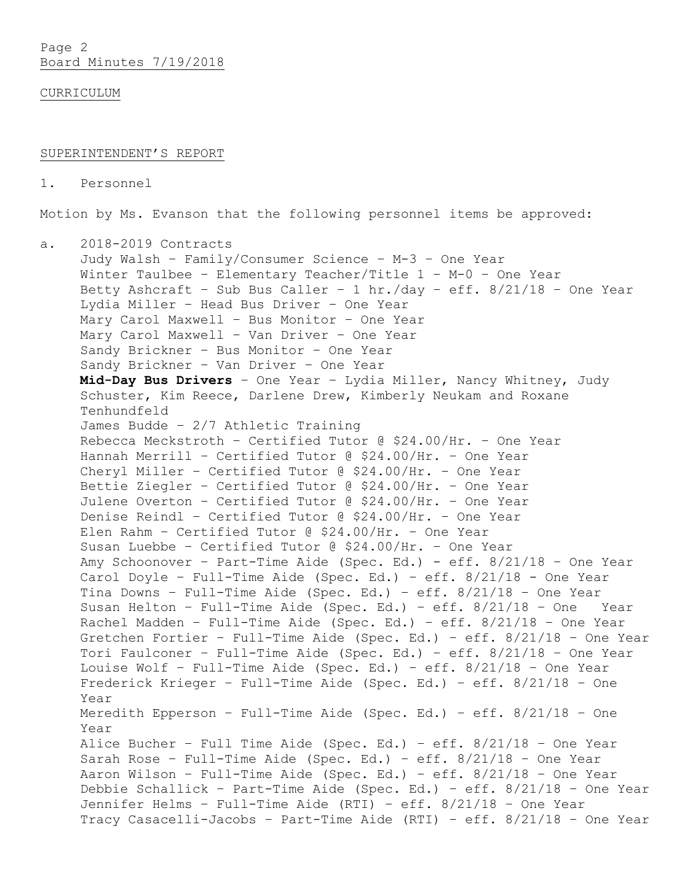Board Minutes 7/19/2018

CURRICULUM

SUPERINTENDENT'S REPORT

1. Personnel

Motion by Ms. Evanson that the following personnel items be approved:

a. 2018-2019 Contracts

Judy Walsh – Family/Consumer Science – M-3 – One Year
Winter Taulbee – Elementary Teacher/Title 1 – M-0 – One Year
Betty Ashcraft – Sub Bus Caller – 1 hr./day – eff. 8/21/18 – One Year
Lydia Miller – Head Bus Driver – One Year
Mary Carol Maxwell – Bus Monitor – One Year
Mary Carol Maxwell – Van Driver – One Year
Sandy Brickner – Bus Monitor – One Year
Sandy Brickner – Van Driver – One Year
**Mid-Day Bus Drivers** – One Year – Lydia Miller, Nancy Whitney, Judy Schuster, Kim Reece, Darlene Drew, Kimberly Neukam and Roxane Tenhundfeld
James Budde – 2/7 Athletic Training
Rebecca Meckstroth – Certified Tutor @ $24.00/Hr. – One Year
Hannah Merrill – Certified Tutor @ $24.00/Hr. – One Year
Cheryl Miller – Certified Tutor @ $24.00/Hr. – One Year
Bettie Ziegler – Certified Tutor @ $24.00/Hr. – One Year
Julene Overton – Certified Tutor @ $24.00/Hr. – One Year
Denise Reindl – Certified Tutor @ $24.00/Hr. – One Year
Elen Rahm – Certified Tutor @ $24.00/Hr. – One Year
Susan Luebbe – Certified Tutor @ $24.00/Hr. – One Year
Amy Schoonover – Part-Time Aide (Spec. Ed.) - eff. 8/21/18 – One Year
Carol Doyle – Full-Time Aide (Spec. Ed.) – eff. 8/21/18 - One Year
Tina Downs – Full-Time Aide (Spec. Ed.) – eff. 8/21/18 - One Year
Susan Helton – Full-Time Aide (Spec. Ed.) – eff. 8/21/18 – One Year
Rachel Madden – Full-Time Aide (Spec. Ed.) – eff. 8/21/18 – One Year
Gretchen Fortier – Full-Time Aide (Spec. Ed.) – eff. 8/21/18 – One Year
Tori Faulconer – Full-Time Aide (Spec. Ed.) – eff. 8/21/18 – One Year
Louise Wolf – Full-Time Aide (Spec. Ed.) – eff. 8/21/18 – One Year
Frederick Krieger – Full-Time Aide (Spec. Ed.) – eff. 8/21/18 – One Year
Meredith Epperson – Full-Time Aide (Spec. Ed.) – eff. 8/21/18 – One Year
Alice Bucher – Full Time Aide (Spec. Ed.) – eff. 8/21/18 – One Year
Sarah Rose – Full-Time Aide (Spec. Ed.) – eff. 8/21/18 – One Year
Aaron Wilson – Full-Time Aide (Spec. Ed.) – eff. 8/21/18 – One Year
Debbie Schallick – Part-Time Aide (Spec. Ed.) – eff. 8/21/18 – One Year
Jennifer Helms – Full-Time Aide (RTI) – eff. 8/21/18 – One Year
Tracy Casacelli-Jacobs – Part-Time Aide (RTI) – eff. 8/21/18 – One Year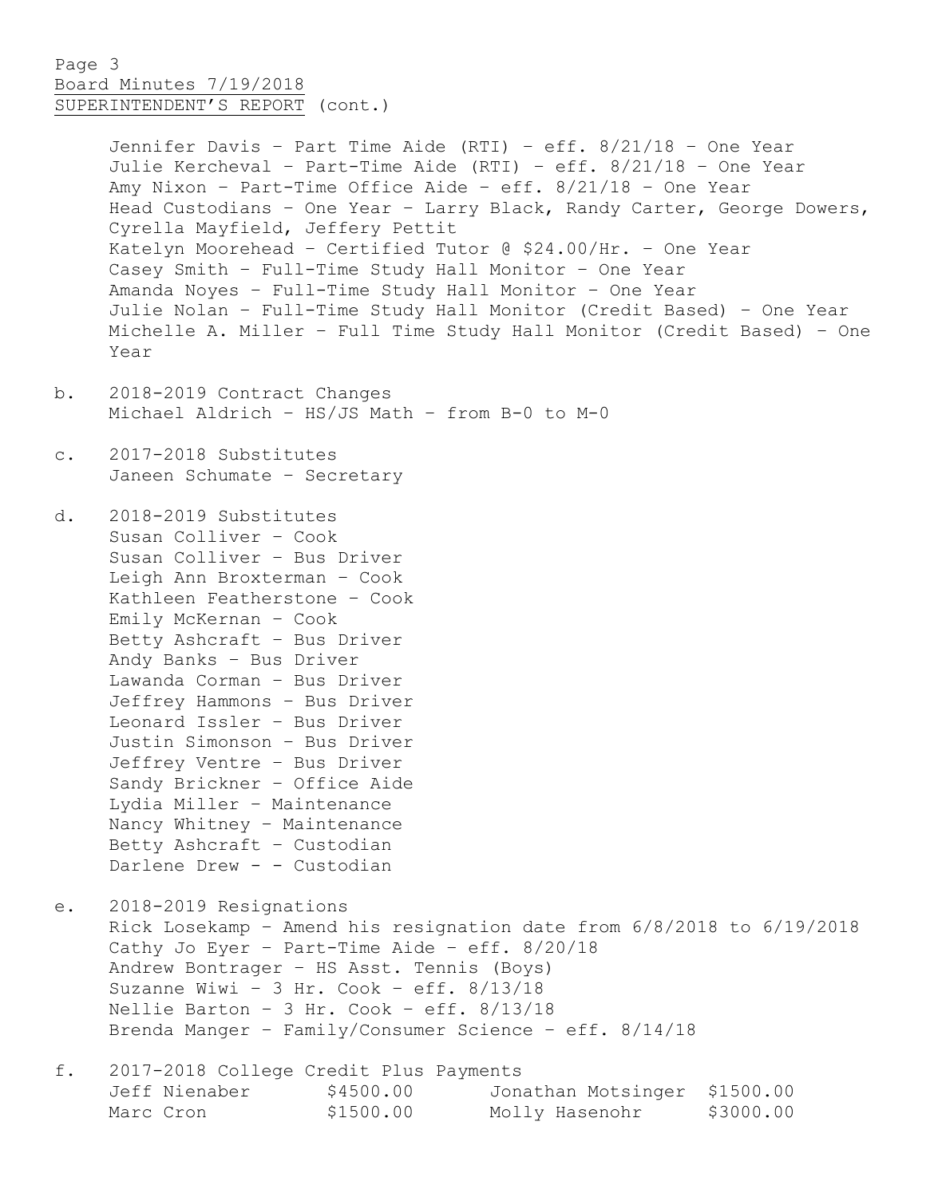Jennifer Davis – Part Time Aide (RTI) – eff. 8/21/18 – One Year
Julie Kercheval – Part-Time Aide (RTI) – eff. 8/21/18 – One Year
Amy Nixon – Part-Time Office Aide – eff. 8/21/18 – One Year
Head Custodians – One Year – Larry Black, Randy Carter, George Dowers, Cyrella Mayfield, Jeffery Pettit
Katelyn Moorehead – Certified Tutor @ $24.00/Hr. – One Year
Casey Smith – Full-Time Study Hall Monitor – One Year
Amanda Noyes – Full-Time Study Hall Monitor – One Year
Julie Nolan – Full-Time Study Hall Monitor (Credit Based) – One Year
Michelle A. Miller – Full Time Study Hall Monitor (Credit Based) – One Year

b. 2018-2019 Contract Changes
Michael Aldrich – HS/JS Math – from B-0 to M-0

c. 2017-2018 Substitutes
Janeen Schumate – Secretary

d. 2018-2019 Substitutes
Susan Colliver – Cook
Susan Colliver – Bus Driver
Leigh Ann Broxterman – Cook
Kathleen Featherstone – Cook
Emily McKernan – Cook
Betty Ashcraft – Bus Driver
Andy Banks – Bus Driver
Lawanda Corman – Bus Driver
Jeffrey Hammons – Bus Driver
Leonard Issler – Bus Driver
Justin Simonson – Bus Driver
Jeffrey Ventre – Bus Driver
Sandy Brickner – Office Aide
Lydia Miller – Maintenance
Nancy Whitney – Maintenance
Betty Ashcraft – Custodian
Darlene Drew - – Custodian

e. 2018-2019 Resignations
Rick Losekamp – Amend his resignation date from 6/8/2018 to 6/19/2018
Cathy Jo Eyer – Part-Time Aide – eff. 8/20/18
Andrew Bontrager – HS Asst. Tennis (Boys)
Suzanne Wiwi – 3 Hr. Cook – eff. 8/13/18
Nellie Barton – 3 Hr. Cook – eff. 8/13/18
Brenda Manger – Family/Consumer Science – eff. 8/14/18

f. 2017-2018 College Credit Plus Payments

| | | | |
|---|---|---|---|
| Jeff Nienaber | $4500.00 | Jonathan Motsinger | $1500.00 |
| Marc Cron | $1500.00 | Molly Hasenohr | $3000.00 |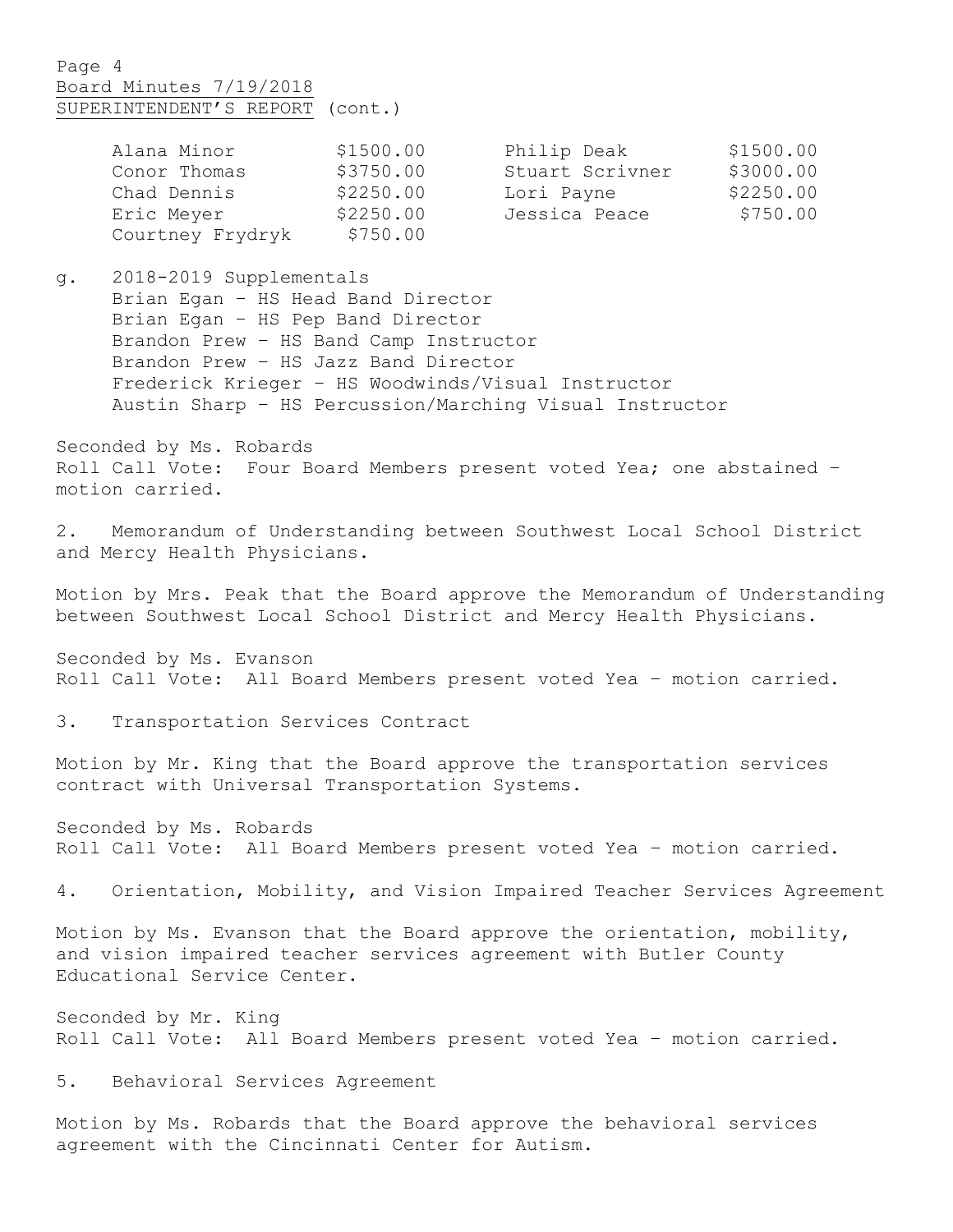SUPERINTENDENT'S REPORT (cont.)

| | | | |
|---|---|---|---|
| Alana Minor | $1500.00 | Philip Deak | $1500.00 |
| Conor Thomas | $3750.00 | Stuart Scrivner | $3000.00 |
| Chad Dennis | $2250.00 | Lori Payne | $2250.00 |
| Eric Meyer | $2250.00 | Jessica Peace | $750.00 |
| Courtney Frydryk | $750.00 | | |

g. 2018-2019 Supplementals
Brian Egan – HS Head Band Director
Brian Egan – HS Pep Band Director
Brandon Prew – HS Band Camp Instructor
Brandon Prew – HS Jazz Band Director
Frederick Krieger – HS Woodwinds/Visual Instructor
Austin Sharp – HS Percussion/Marching Visual Instructor

Seconded by Ms. Robards
Roll Call Vote: Four Board Members present voted Yea; one abstained – motion carried.

2. Memorandum of Understanding between Southwest Local School District and Mercy Health Physicians.

Motion by Mrs. Peak that the Board approve the Memorandum of Understanding between Southwest Local School District and Mercy Health Physicians.

Seconded by Ms. Evanson
Roll Call Vote: All Board Members present voted Yea – motion carried.

3. Transportation Services Contract

Motion by Mr. King that the Board approve the transportation services contract with Universal Transportation Systems.

Seconded by Ms. Robards
Roll Call Vote: All Board Members present voted Yea – motion carried.

4. Orientation, Mobility, and Vision Impaired Teacher Services Agreement

Motion by Ms. Evanson that the Board approve the orientation, mobility, and vision impaired teacher services agreement with Butler County Educational Service Center.

Seconded by Mr. King
Roll Call Vote: All Board Members present voted Yea – motion carried.

5. Behavioral Services Agreement

Motion by Ms. Robards that the Board approve the behavioral services agreement with the Cincinnati Center for Autism.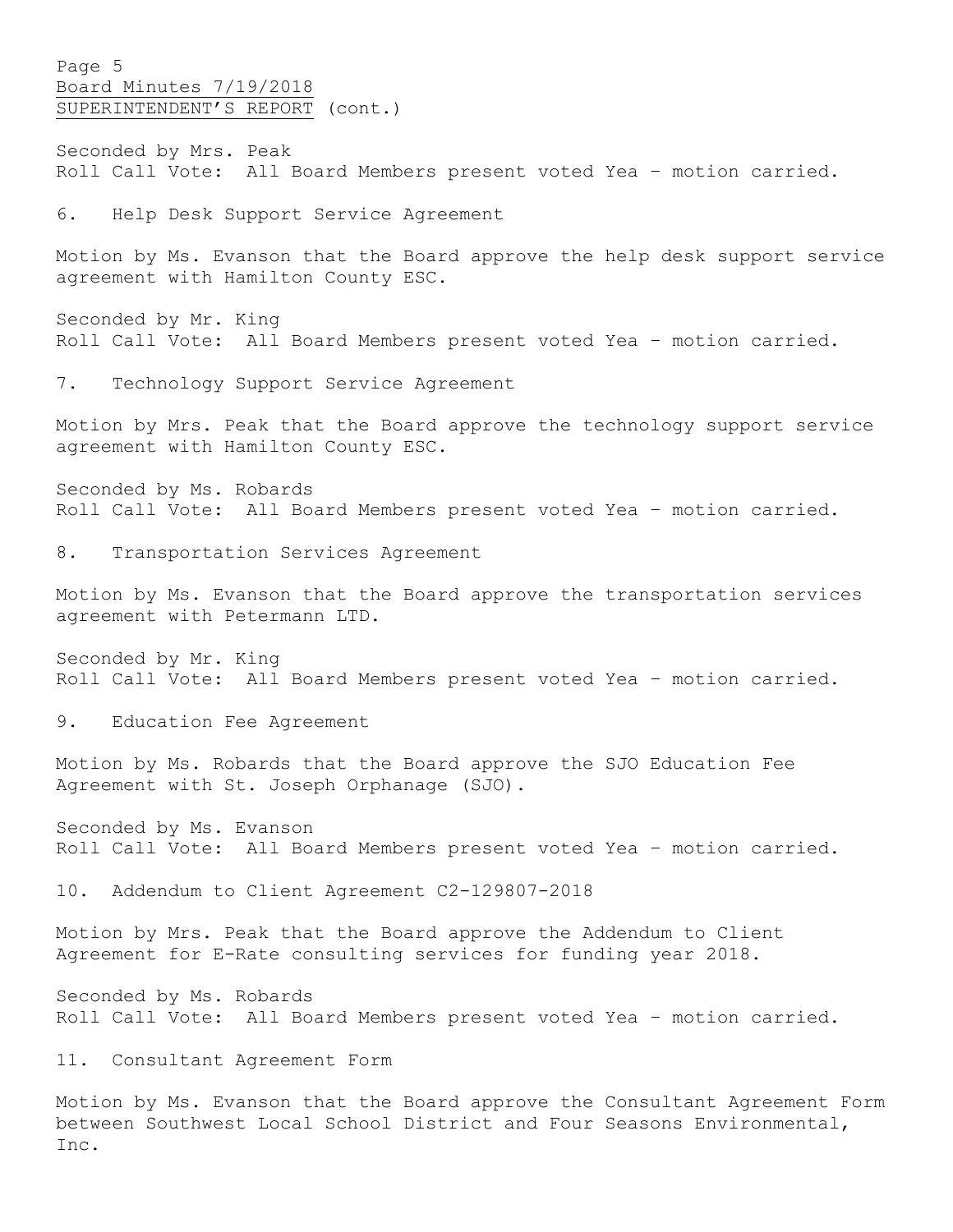SUPERINTENDENT'S REPORT (cont.)

Seconded by Mrs. Peak
Roll Call Vote: All Board Members present voted Yea – motion carried.

6. Help Desk Support Service Agreement

Motion by Ms. Evanson that the Board approve the help desk support service agreement with Hamilton County ESC.

Seconded by Mr. King
Roll Call Vote: All Board Members present voted Yea – motion carried.

7. Technology Support Service Agreement

Motion by Mrs. Peak that the Board approve the technology support service agreement with Hamilton County ESC.

Seconded by Ms. Robards
Roll Call Vote: All Board Members present voted Yea – motion carried.

8. Transportation Services Agreement

Motion by Ms. Evanson that the Board approve the transportation services agreement with Petermann LTD.

Seconded by Mr. King
Roll Call Vote: All Board Members present voted Yea – motion carried.

9. Education Fee Agreement

Motion by Ms. Robards that the Board approve the SJO Education Fee Agreement with St. Joseph Orphanage (SJO).

Seconded by Ms. Evanson
Roll Call Vote: All Board Members present voted Yea – motion carried.

10. Addendum to Client Agreement C2-129807-2018

Motion by Mrs. Peak that the Board approve the Addendum to Client Agreement for E-Rate consulting services for funding year 2018.

Seconded by Ms. Robards
Roll Call Vote: All Board Members present voted Yea – motion carried.

11. Consultant Agreement Form

Motion by Ms. Evanson that the Board approve the Consultant Agreement Form between Southwest Local School District and Four Seasons Environmental, Inc.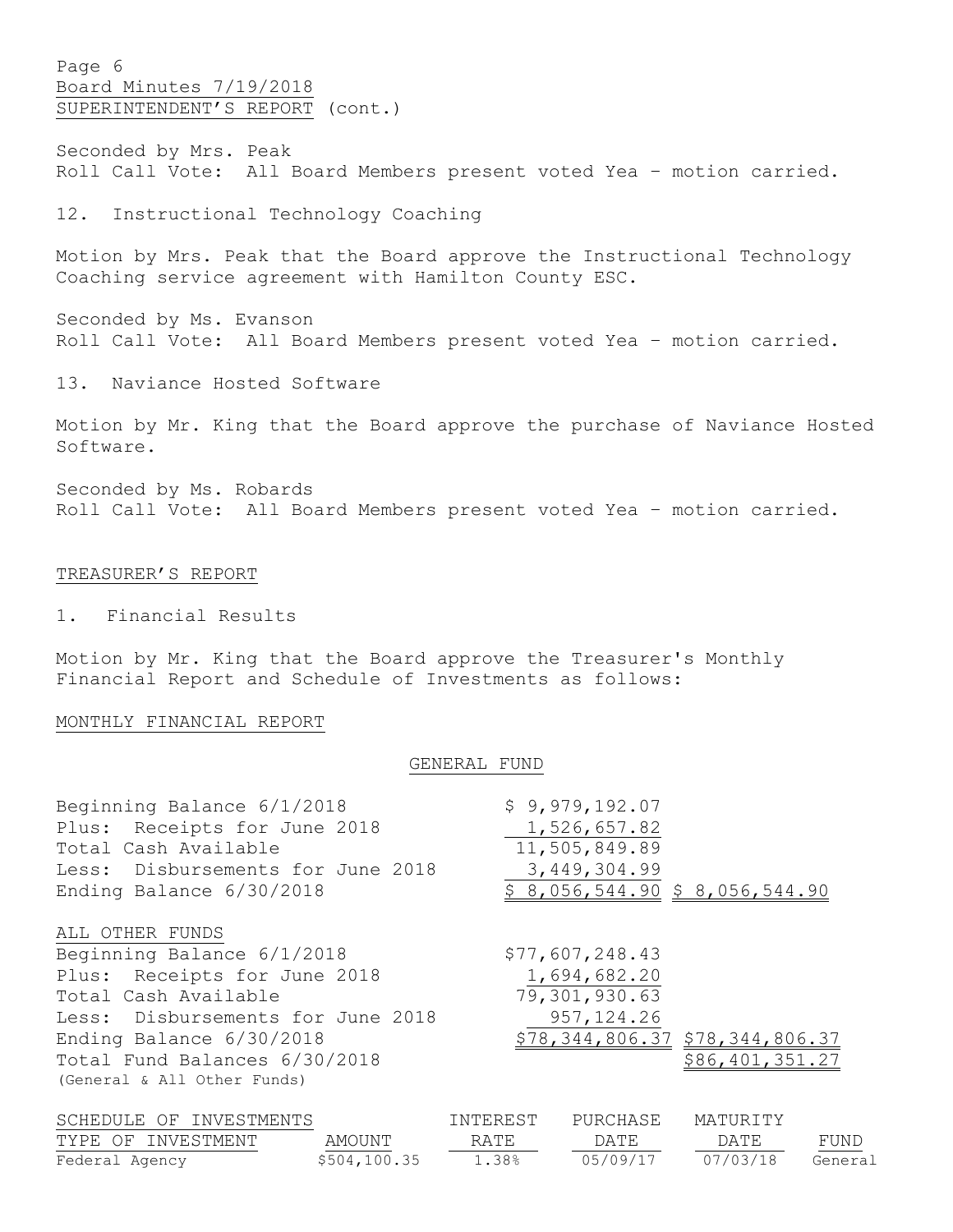SUPERINTENDENT'S REPORT (cont.)

Seconded by Mrs. Peak
Roll Call Vote: All Board Members present voted Yea – motion carried.

12. Instructional Technology Coaching

Motion by Mrs. Peak that the Board approve the Instructional Technology Coaching service agreement with Hamilton County ESC.

Seconded by Ms. Evanson
Roll Call Vote: All Board Members present voted Yea – motion carried.

13. Naviance Hosted Software

Motion by Mr. King that the Board approve the purchase of Naviance Hosted Software.

Seconded by Ms. Robards
Roll Call Vote: All Board Members present voted Yea – motion carried.

## TREASURER'S REPORT

1. Financial Results

Motion by Mr. King that the Board approve the Treasurer's Monthly Financial Report and Schedule of Investments as follows:

### MONTHLY FINANCIAL REPORT

#### GENERAL FUND

| | | |
|---|---|---|
| Beginning Balance 6/1/2018 | $ 9,979,192.07 | |
| Plus: Receipts for June 2018 | 1,526,657.82 | |
| Total Cash Available | 11,505,849.89 | |
| Less: Disbursements for June 2018 | 3,449,304.99 | |
| Ending Balance 6/30/2018 | $ 8,056,544.90 | $ 8,056,544.90 |

#### ALL OTHER FUNDS

| | | |
|---|---|---|
| Beginning Balance 6/1/2018 | $77,607,248.43 | |
| Plus: Receipts for June 2018 | 1,694,682.20 | |
| Total Cash Available | 79,301,930.63 | |
| Less: Disbursements for June 2018 | 957,124.26 | |
| Ending Balance 6/30/2018 | $78,344,806.37 | $78,344,806.37 |
| Total Fund Balances 6/30/2018 (General & All Other Funds) | | $86,401,351.27 |

### SCHEDULE OF INVESTMENTS

| TYPE OF INVESTMENT | AMOUNT | INTEREST RATE | PURCHASE DATE | MATURITY DATE | FUND |
|---|---|---|---|---|---|
| Federal Agency | $504,100.35 | 1.38% | 05/09/17 | 07/03/18 | General |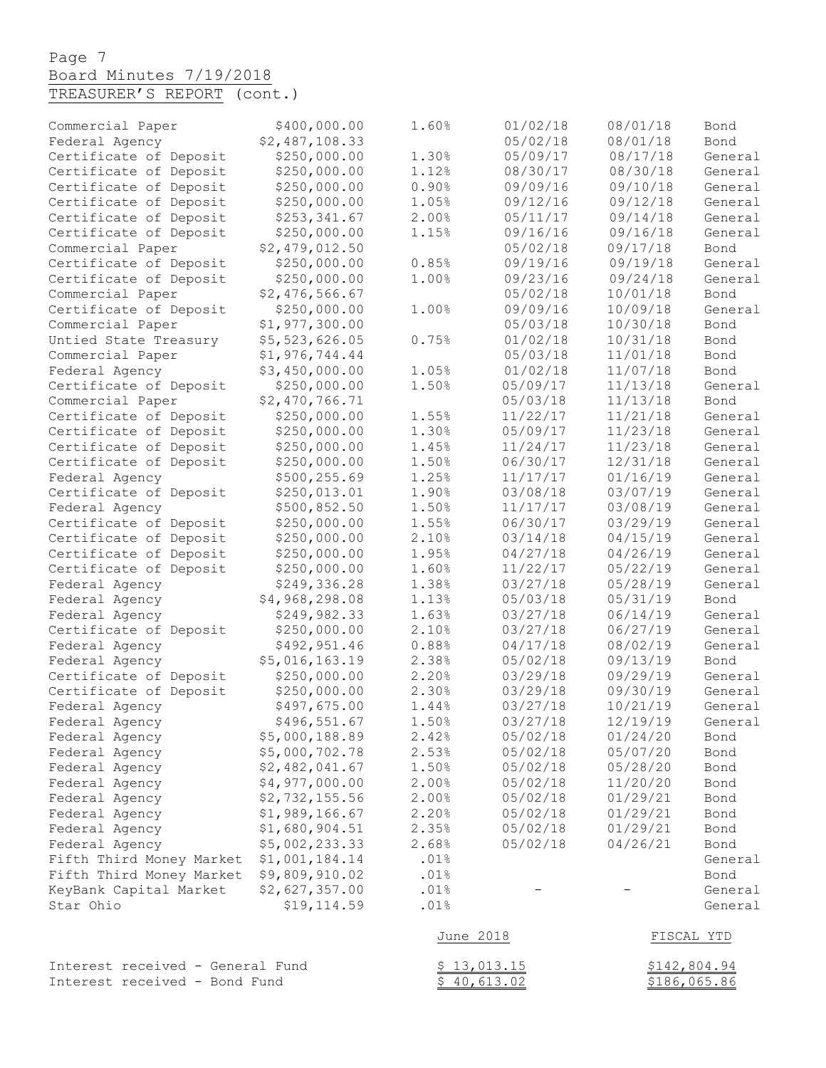Page 7
Board Minutes 7/19/2018
TREASURER'S REPORT (cont.)

| | | | | | |
|---|---|---|---|---|---|
| Commercial Paper | $400,000.00 | 1.60% | 01/02/18 | 08/01/18 | Bond |
| Federal Agency | $2,487,108.33 | | 05/02/18 | 08/01/18 | Bond |
| Certificate of Deposit | $250,000.00 | 1.30% | 05/09/17 | 08/17/18 | General |
| Certificate of Deposit | $250,000.00 | 1.12% | 08/30/17 | 08/30/18 | General |
| Certificate of Deposit | $250,000.00 | 0.90% | 09/09/16 | 09/10/18 | General |
| Certificate of Deposit | $250,000.00 | 1.05% | 09/12/16 | 09/12/18 | General |
| Certificate of Deposit | $253,341.67 | 2.00% | 05/11/17 | 09/14/18 | General |
| Certificate of Deposit | $250,000.00 | 1.15% | 09/16/16 | 09/16/18 | General |
| Commercial Paper | $2,479,012.50 | | 05/02/18 | 09/17/18 | Bond |
| Certificate of Deposit | $250,000.00 | 0.85% | 09/19/16 | 09/19/18 | General |
| Certificate of Deposit | $250,000.00 | 1.00% | 09/23/16 | 09/24/18 | General |
| Commercial Paper | $2,476,566.67 | | 05/02/18 | 10/01/18 | Bond |
| Certificate of Deposit | $250,000.00 | 1.00% | 09/09/16 | 10/09/18 | General |
| Commercial Paper | $1,977,300.00 | | 05/03/18 | 10/30/18 | Bond |
| Untied State Treasury | $5,523,626.05 | 0.75% | 01/02/18 | 10/31/18 | Bond |
| Commercial Paper | $1,976,744.44 | | 05/03/18 | 11/01/18 | Bond |
| Federal Agency | $3,450,000.00 | 1.05% | 01/02/18 | 11/07/18 | Bond |
| Certificate of Deposit | $250,000.00 | 1.50% | 05/09/17 | 11/13/18 | General |
| Commercial Paper | $2,470,766.71 | | 05/03/18 | 11/13/18 | Bond |
| Certificate of Deposit | $250,000.00 | 1.55% | 11/22/17 | 11/21/18 | General |
| Certificate of Deposit | $250,000.00 | 1.30% | 05/09/17 | 11/23/18 | General |
| Certificate of Deposit | $250,000.00 | 1.45% | 11/24/17 | 11/23/18 | General |
| Certificate of Deposit | $250,000.00 | 1.50% | 06/30/17 | 12/31/18 | General |
| Federal Agency | $500,255.69 | 1.25% | 11/17/17 | 01/16/19 | General |
| Certificate of Deposit | $250,013.01 | 1.90% | 03/08/18 | 03/07/19 | General |
| Federal Agency | $500,852.50 | 1.50% | 11/17/17 | 03/08/19 | General |
| Certificate of Deposit | $250,000.00 | 1.55% | 06/30/17 | 03/29/19 | General |
| Certificate of Deposit | $250,000.00 | 2.10% | 03/14/18 | 04/15/19 | General |
| Certificate of Deposit | $250,000.00 | 1.95% | 04/27/18 | 04/26/19 | General |
| Certificate of Deposit | $250,000.00 | 1.60% | 11/22/17 | 05/22/19 | General |
| Federal Agency | $249,336.28 | 1.38% | 03/27/18 | 05/28/19 | General |
| Federal Agency | $4,968,298.08 | 1.13% | 05/03/18 | 05/31/19 | Bond |
| Federal Agency | $249,982.33 | 1.63% | 03/27/18 | 06/14/19 | General |
| Certificate of Deposit | $250,000.00 | 2.10% | 03/27/18 | 06/27/19 | General |
| Federal Agency | $492,951.46 | 0.88% | 04/17/18 | 08/02/19 | General |
| Federal Agency | $5,016,163.19 | 2.38% | 05/02/18 | 09/13/19 | Bond |
| Certificate of Deposit | $250,000.00 | 2.20% | 03/29/18 | 09/29/19 | General |
| Certificate of Deposit | $250,000.00 | 2.30% | 03/29/18 | 09/30/19 | General |
| Federal Agency | $497,675.00 | 1.44% | 03/27/18 | 10/21/19 | General |
| Federal Agency | $496,551.67 | 1.50% | 03/27/18 | 12/19/19 | General |
| Federal Agency | $5,000,188.89 | 2.42% | 05/02/18 | 01/24/20 | Bond |
| Federal Agency | $5,000,702.78 | 2.53% | 05/02/18 | 05/07/20 | Bond |
| Federal Agency | $2,482,041.67 | 1.50% | 05/02/18 | 05/28/20 | Bond |
| Federal Agency | $4,977,000.00 | 2.00% | 05/02/18 | 11/20/20 | Bond |
| Federal Agency | $2,732,155.56 | 2.00% | 05/02/18 | 01/29/21 | Bond |
| Federal Agency | $1,989,166.67 | 2.20% | 05/02/18 | 01/29/21 | Bond |
| Federal Agency | $1,680,904.51 | 2.35% | 05/02/18 | 01/29/21 | Bond |
| Federal Agency | $5,002,233.33 | 2.68% | 05/02/18 | 04/26/21 | Bond |
| Fifth Third Money Market | $1,001,184.14 | .01% | | | General |
| Fifth Third Money Market | $9,809,910.02 | .01% | | | Bond |
| KeyBank Capital Market | $2,627,357.00 | .01% | - | - | General |
| Star Ohio | $19,114.59 | .01% | | | General |

| | June 2018 | FISCAL YTD |
|---|---|---|
| Interest received - General Fund | $ 13,013.15 | $142,804.94 |
| Interest received - Bond Fund | $ 40,613.02 | $186,065.86 |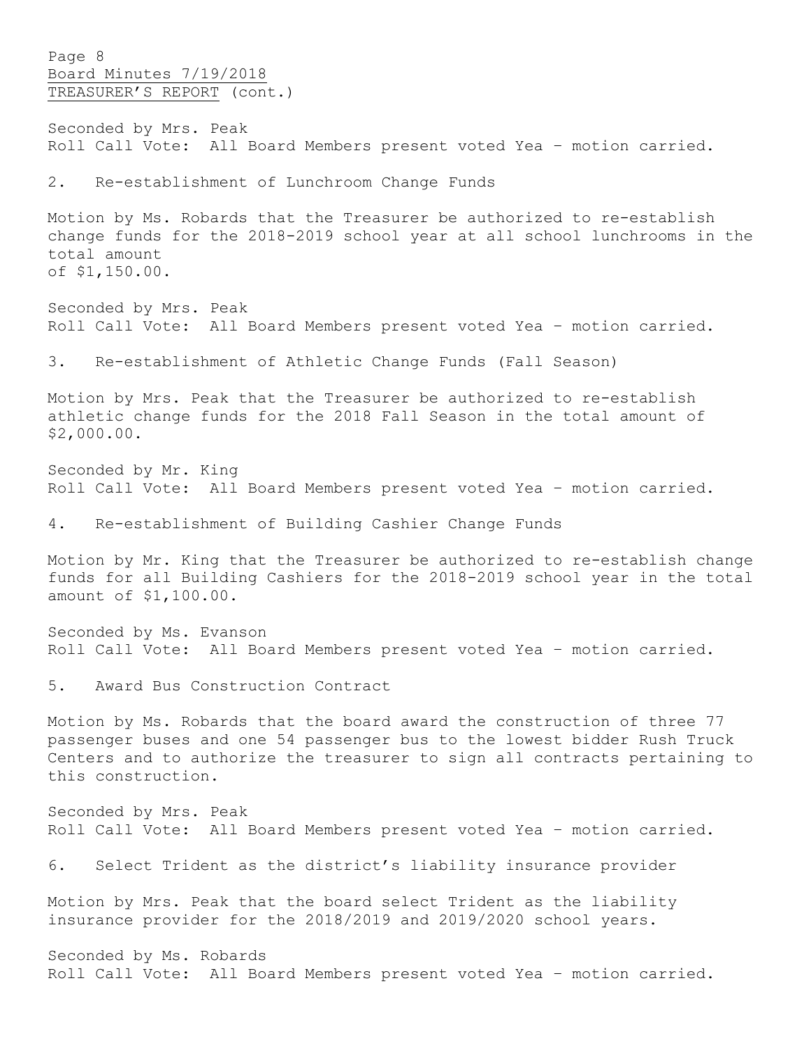TREASURER'S REPORT (cont.)

Seconded by Mrs. Peak
Roll Call Vote: All Board Members present voted Yea – motion carried.

2. Re-establishment of Lunchroom Change Funds

Motion by Ms. Robards that the Treasurer be authorized to re-establish change funds for the 2018-2019 school year at all school lunchrooms in the total amount of $1,150.00.

Seconded by Mrs. Peak
Roll Call Vote: All Board Members present voted Yea – motion carried.

3. Re-establishment of Athletic Change Funds (Fall Season)

Motion by Mrs. Peak that the Treasurer be authorized to re-establish athletic change funds for the 2018 Fall Season in the total amount of $2,000.00.

Seconded by Mr. King
Roll Call Vote: All Board Members present voted Yea – motion carried.

4. Re-establishment of Building Cashier Change Funds

Motion by Mr. King that the Treasurer be authorized to re-establish change funds for all Building Cashiers for the 2018-2019 school year in the total amount of $1,100.00.

Seconded by Ms. Evanson
Roll Call Vote: All Board Members present voted Yea – motion carried.

5. Award Bus Construction Contract

Motion by Ms. Robards that the board award the construction of three 77 passenger buses and one 54 passenger bus to the lowest bidder Rush Truck Centers and to authorize the treasurer to sign all contracts pertaining to this construction.

Seconded by Mrs. Peak
Roll Call Vote: All Board Members present voted Yea – motion carried.

6. Select Trident as the district's liability insurance provider

Motion by Mrs. Peak that the board select Trident as the liability insurance provider for the 2018/2019 and 2019/2020 school years.

Seconded by Ms. Robards
Roll Call Vote: All Board Members present voted Yea – motion carried.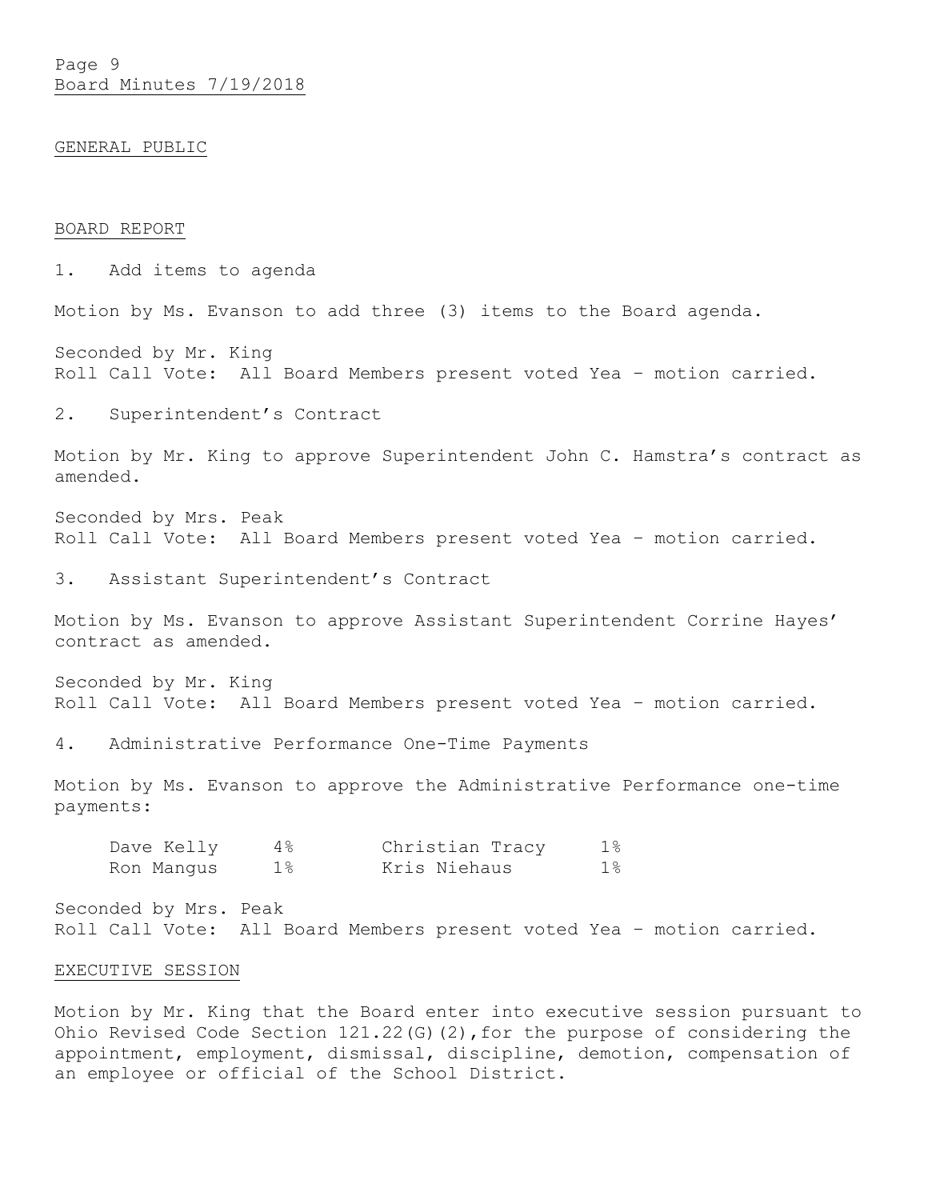## GENERAL PUBLIC

## BOARD REPORT

1. Add items to agenda

Motion by Ms. Evanson to add three (3) items to the Board agenda.

Seconded by Mr. King
Roll Call Vote: All Board Members present voted Yea – motion carried.

2. Superintendent's Contract

Motion by Mr. King to approve Superintendent John C. Hamstra's contract as amended.

Seconded by Mrs. Peak
Roll Call Vote: All Board Members present voted Yea – motion carried.

3. Assistant Superintendent's Contract

Motion by Ms. Evanson to approve Assistant Superintendent Corrine Hayes' contract as amended.

Seconded by Mr. King
Roll Call Vote: All Board Members present voted Yea – motion carried.

4. Administrative Performance One-Time Payments

Motion by Ms. Evanson to approve the Administrative Performance one-time payments:

| | | | |
|---|---|---|---|
| Dave Kelly | 4% | Christian Tracy | 1% |
| Ron Mangus | 1% | Kris Niehaus | 1% |

Seconded by Mrs. Peak
Roll Call Vote: All Board Members present voted Yea – motion carried.

## EXECUTIVE SESSION

Motion by Mr. King that the Board enter into executive session pursuant to Ohio Revised Code Section 121.22(G)(2), for the purpose of considering the appointment, employment, dismissal, discipline, demotion, compensation of an employee or official of the School District.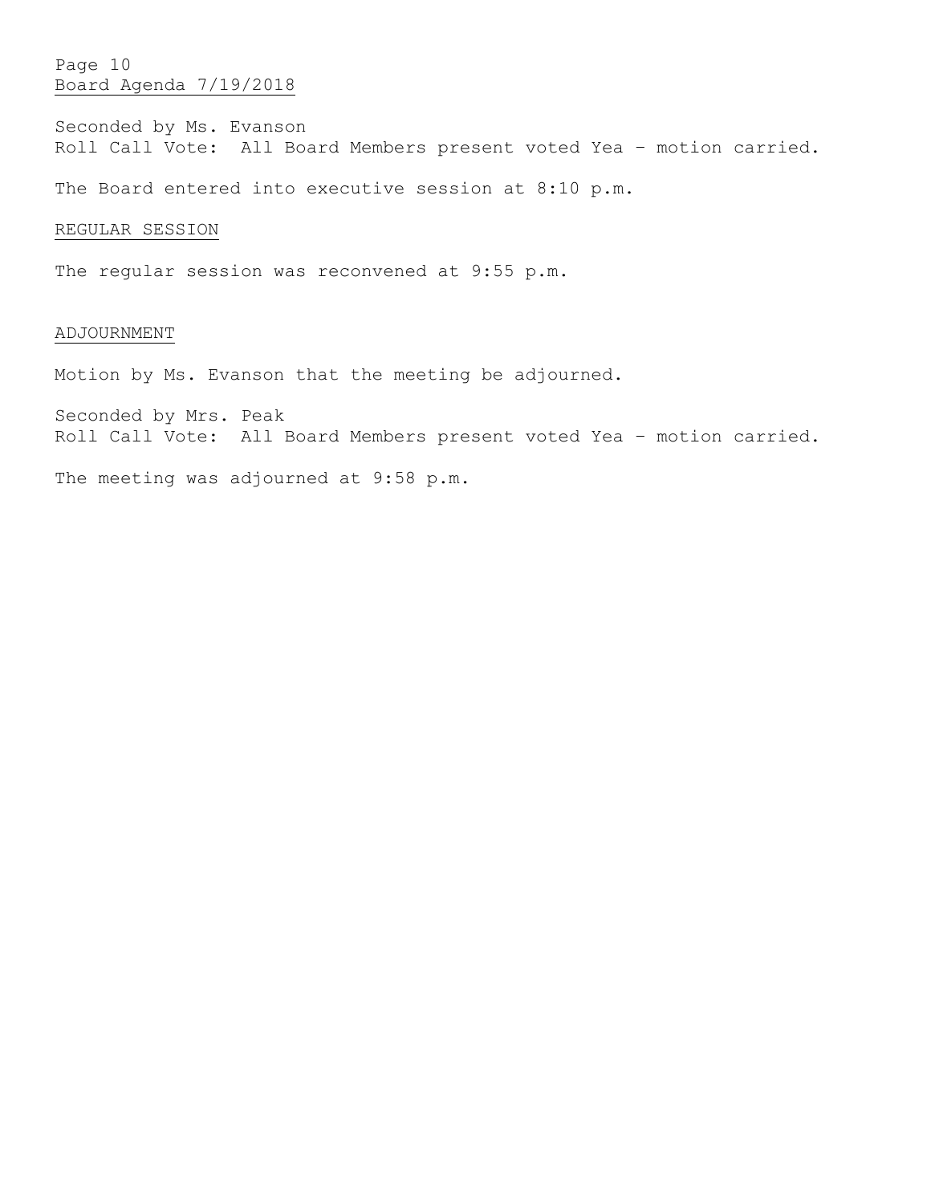Seconded by Ms. Evanson
Roll Call Vote: All Board Members present voted Yea – motion carried.

The Board entered into executive session at 8:10 p.m.

## REGULAR SESSION

The regular session was reconvened at 9:55 p.m.

## ADJOURNMENT

Motion by Ms. Evanson that the meeting be adjourned.

Seconded by Mrs. Peak
Roll Call Vote: All Board Members present voted Yea – motion carried.

The meeting was adjourned at 9:58 p.m.